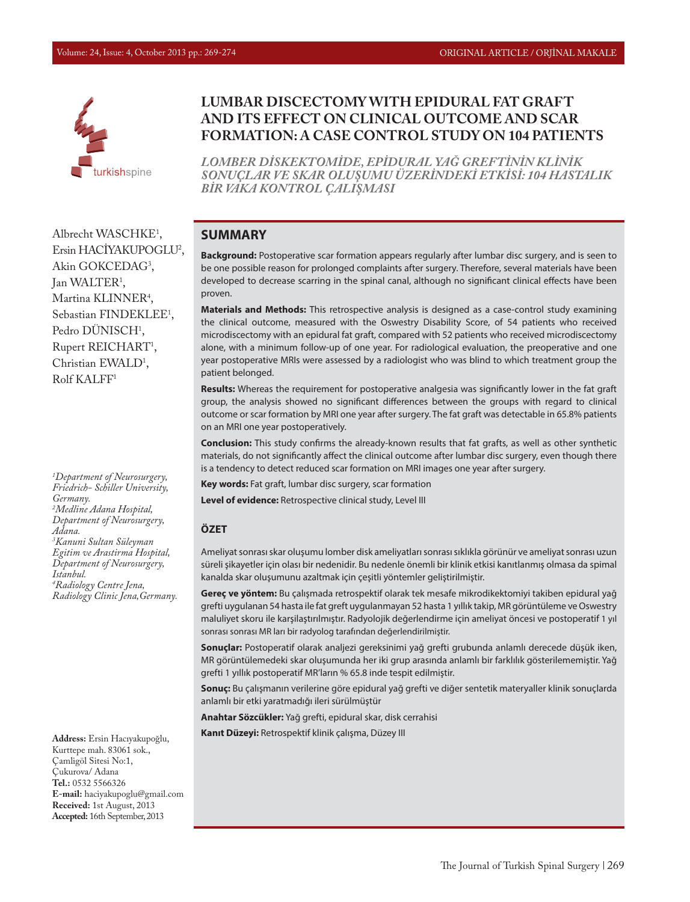# LUMBAR DISCECTOMY WITH EPIDURAL FAT GRAFT AND ITS EFFECT ON CLINICAL OUTCOME AND SCAR FORMATION: A CASE CONTROL STUDY ON 104 PATIENTS

*LOMBER DİSKEKTOMİDE, EPİDURAL YAĞ GREFTİNİN KLİNİK SONUÇLAR VE SKAR OLUŞUMU ÜZERİNDEKİ ETKİSİ: 104 HASTALIK BİR VAKA KONTROL ÇALIŞMASI*

Albrecht WASCHKE[1], Ersin HACİYAKUPOGLU[2], Akin GOKCEDAG[3], Jan WALTER[1], Martina KLINNER[4], Sebastian FINDEKLEE[1], Pedro DÜNISCH[1], Rupert REICHART[1], Christian EWALD[1], Rolf KALFF[1]

*[1]Department of Neurosurgery, Friedrich- Schiller University, Germany.*
*[2]Medline Adana Hospital, Department of Neurosurgery, Adana.*
*[3]Kanuni Sultan Süleyman Egitim ve Arastirma Hospital, Department of Neurosurgery, Istanbul.*
*[4]Radiology Centre Jena, Radiology Clinic Jena, Germany.*

**Address:** Ersin Hacıyakupoğlu, Kurttepe mah. 83061 sok., Çamligöl Sitesi No:1, Çukurova/ Adana
**Tel.:** 0532 5566326
**E-mail:** haciyakupoglu@gmail.com
**Received:** 1st August, 2013
**Accepted:** 16th September, 2013

## SUMMARY

**Background:** Postoperative scar formation appears regularly after lumbar disc surgery, and is seen to be one possible reason for prolonged complaints after surgery. Therefore, several materials have been developed to decrease scarring in the spinal canal, although no significant clinical effects have been proven.

**Materials and Methods:** This retrospective analysis is designed as a case-control study examining the clinical outcome, measured with the Oswestry Disability Score, of 54 patients who received microdiscectomy with an epidural fat graft, compared with 52 patients who received microdiscectomy alone, with a minimum follow-up of one year. For radiological evaluation, the preoperative and one year postoperative MRIs were assessed by a radiologist who was blind to which treatment group the patient belonged.

**Results:** Whereas the requirement for postoperative analgesia was significantly lower in the fat graft group, the analysis showed no significant differences between the groups with regard to clinical outcome or scar formation by MRI one year after surgery. The fat graft was detectable in 65.8% patients on an MRI one year postoperatively.

**Conclusion:** This study confirms the already-known results that fat grafts, as well as other synthetic materials, do not significantly affect the clinical outcome after lumbar disc surgery, even though there is a tendency to detect reduced scar formation on MRI images one year after surgery.

**Key words:** Fat graft, lumbar disc surgery, scar formation

**Level of evidence:** Retrospective clinical study, Level III

## ÖZET

Ameliyat sonrası skar oluşumu lomber disk ameliyatları sonrası sıklıkla görünür ve ameliyat sonrası uzun süreli şikayetler için olası bir nedenidir. Bu nedenle önemli bir klinik etkisi kanıtlanmış olmasa da spimal kanalda skar oluşumunu azaltmak için çeşitli yöntemler geliştirilmiştir.

**Gereç ve yöntem:** Bu çalışmada retrospektif olarak tek mesafe mikrodikektomiyi takiben epidural yağ grefti uygulanan 54 hasta ile fat greft uygulanmayan 52 hasta 1 yıllık takip, MR görüntüleme ve Oswestry maluliyet skoru ile karşılaştırılmıştır. Radyolojik değerlendirme için ameliyat öncesi ve postoperatif 1 yıl sonrası sonrası MR ları bir radyolog tarafından değerlendirilmiştir.

**Sonuçlar:** Postoperatif olarak analjezi gereksinimi yağ grefti grubunda anlamlı derecede düşük iken, MR görüntülemedeki skar oluşumunda her iki grup arasında anlamlı bir farklılık gösterilememiştir. Yağ grefti 1 yıllık postoperatif MR'ların % 65.8 inde tespit edilmiştir.

**Sonuç:** Bu çalışmanın verilerine göre epidural yağ grefti ve diğer sentetik materyaller klinik sonuçlarda anlamlı bir etki yaratmadığı ileri sürülmüştür

**Anahtar Sözcükler:** Yağ grefti, epidural skar, disk cerrahisi

**Kanıt Düzeyi:** Retrospektif klinik çalışma, Düzey III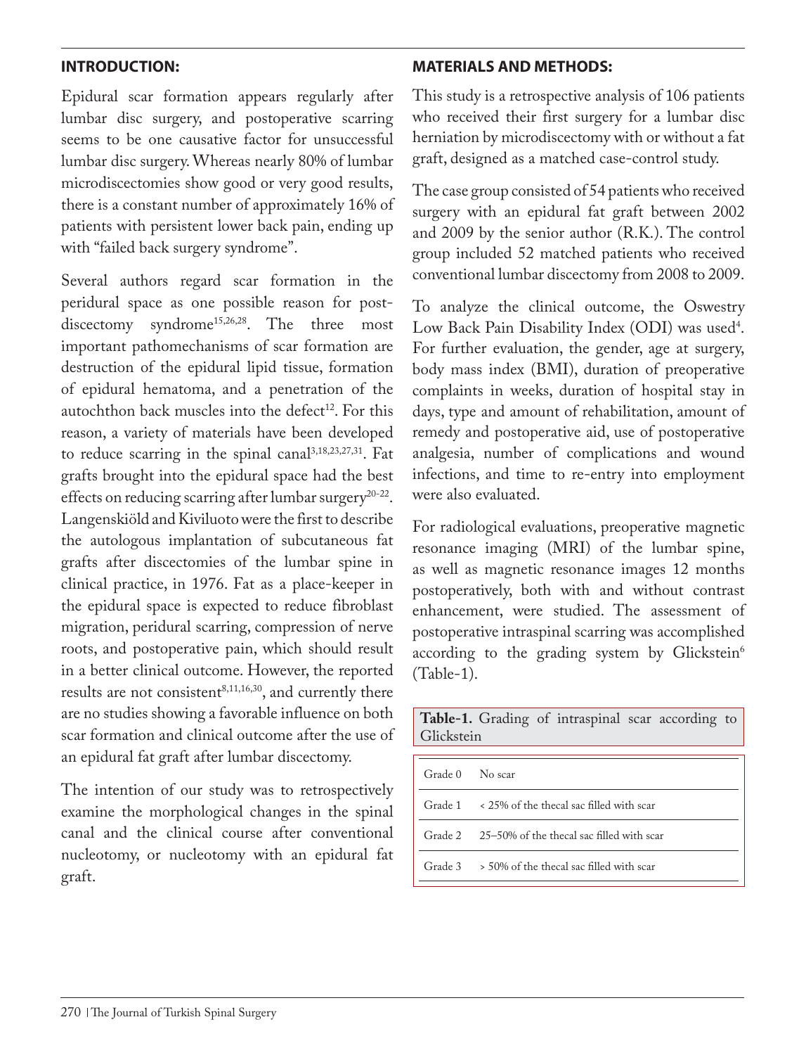## INTRODUCTION:

Epidural scar formation appears regularly after lumbar disc surgery, and postoperative scarring seems to be one causative factor for unsuccessful lumbar disc surgery. Whereas nearly 80% of lumbar microdiscectomies show good or very good results, there is a constant number of approximately 16% of patients with persistent lower back pain, ending up with "failed back surgery syndrome".

Several authors regard scar formation in the peridural space as one possible reason for post-discectomy syndrome[15,26,28]. The three most important pathomechanisms of scar formation are destruction of the epidural lipid tissue, formation of epidural hematoma, and a penetration of the autochthon back muscles into the defect[12]. For this reason, a variety of materials have been developed to reduce scarring in the spinal canal[3,18,23,27,31]. Fat grafts brought into the epidural space had the best effects on reducing scarring after lumbar surgery[20-22]. Langenskiöld and Kiviluoto were the first to describe the autologous implantation of subcutaneous fat grafts after discectomies of the lumbar spine in clinical practice, in 1976. Fat as a place-keeper in the epidural space is expected to reduce fibroblast migration, peridural scarring, compression of nerve roots, and postoperative pain, which should result in a better clinical outcome. However, the reported results are not consistent[8,11,16,30], and currently there are no studies showing a favorable influence on both scar formation and clinical outcome after the use of an epidural fat graft after lumbar discectomy.

The intention of our study was to retrospectively examine the morphological changes in the spinal canal and the clinical course after conventional nucleotomy, or nucleotomy with an epidural fat graft.

## MATERIALS AND METHODS:

This study is a retrospective analysis of 106 patients who received their first surgery for a lumbar disc herniation by microdiscectomy with or without a fat graft, designed as a matched case-control study.

The case group consisted of 54 patients who received surgery with an epidural fat graft between 2002 and 2009 by the senior author (R.K.). The control group included 52 matched patients who received conventional lumbar discectomy from 2008 to 2009.

To analyze the clinical outcome, the Oswestry Low Back Pain Disability Index (ODI) was used[4]. For further evaluation, the gender, age at surgery, body mass index (BMI), duration of preoperative complaints in weeks, duration of hospital stay in days, type and amount of rehabilitation, amount of remedy and postoperative aid, use of postoperative analgesia, number of complications and wound infections, and time to re-entry into employment were also evaluated.

For radiological evaluations, preoperative magnetic resonance imaging (MRI) of the lumbar spine, as well as magnetic resonance images 12 months postoperatively, both with and without contrast enhancement, were studied. The assessment of postoperative intraspinal scarring was accomplished according to the grading system by Glickstein[6] (Table-1).

**Table-1.** Grading of intraspinal scar according to Glickstein

| Grade | Description |
|---|---|
| Grade 0 | No scar |
| Grade 1 | < 25% of the thecal sac filled with scar |
| Grade 2 | 25–50% of the thecal sac filled with scar |
| Grade 3 | > 50% of the thecal sac filled with scar |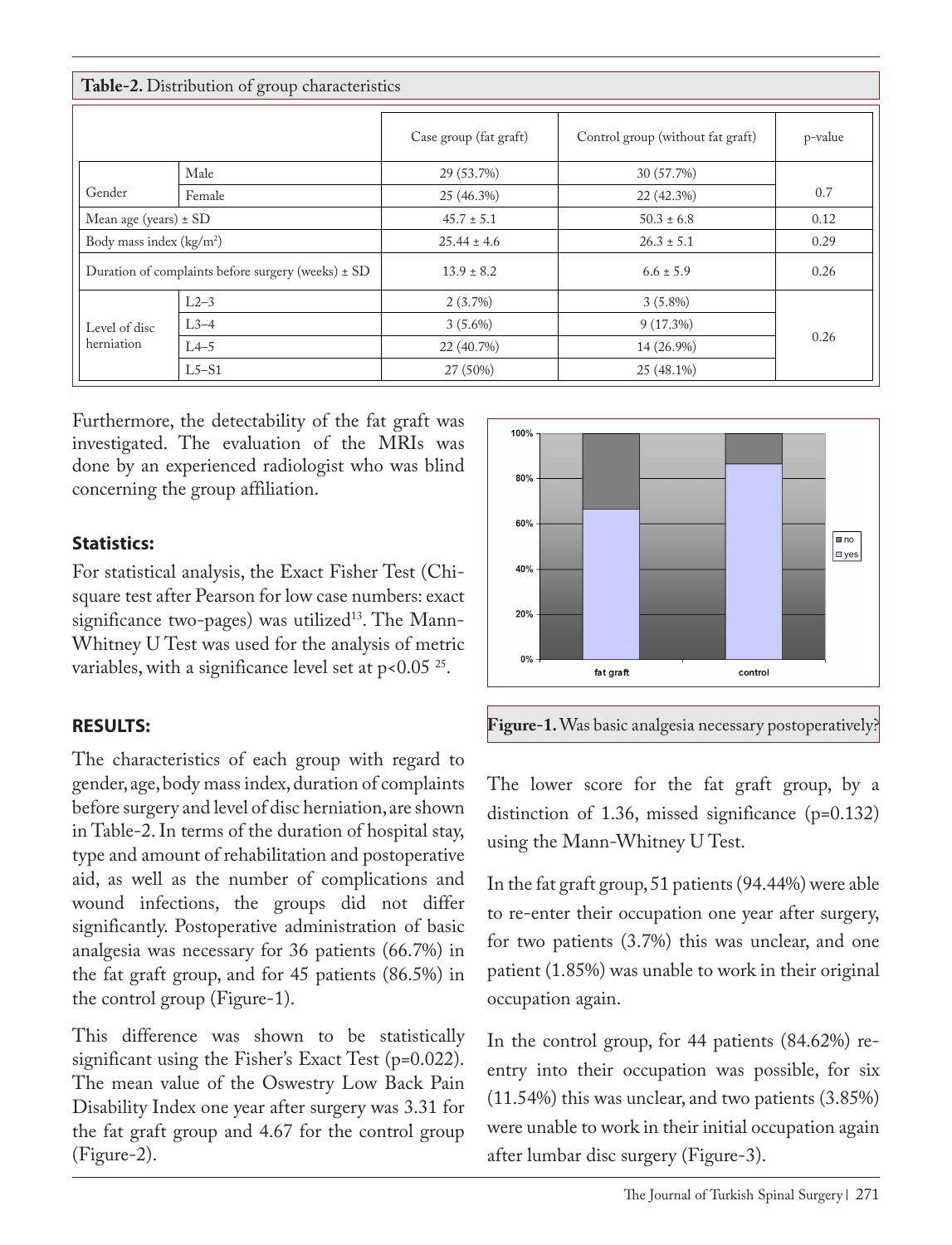**Table-2.** Distribution of group characteristics

| | | Case group (fat graft) | Control group (without fat graft) | p-value |
|---|---|---|---|---|
| Gender | Male | 29 (53.7%) | 30 (57.7%) | 0.7 |
| | Female | 25 (46.3%) | 22 (42.3%) | |
| Mean age (years) ± SD | | 45.7 ± 5.1 | 50.3 ± 6.8 | 0.12 |
| Body mass index (kg/m$^2$) | | 25.44 ± 4.6 | 26.3 ± 5.1 | 0.29 |
| Duration of complaints before surgery (weeks) ± SD | | 13.9 ± 8.2 | 6.6 ± 5.9 | 0.26 |
| Level of disc herniation | L2–3 | 2 (3.7%) | 3 (5.8%) | 0.26 |
| | L3–4 | 3 (5.6%) | 9 (17.3%) | |
| | L4–5 | 22 (40.7%) | 14 (26.9%) | |
| | L5–S1 | 27 (50%) | 25 (48.1%) | |

Furthermore, the detectability of the fat graft was investigated. The evaluation of the MRIs was done by an experienced radiologist who was blind concerning the group affiliation.

### Statistics:

For statistical analysis, the Exact Fisher Test (Chi-square test after Pearson for low case numbers: exact significance two-pages) was utilized[13]. The Mann-Whitney U Test was used for the analysis of metric variables, with a significance level set at $p<0.05$ [25].

### RESULTS:

The characteristics of each group with regard to gender, age, body mass index, duration of complaints before surgery and level of disc herniation, are shown in Table-2. In terms of the duration of hospital stay, type and amount of rehabilitation and postoperative aid, as well as the number of complications and wound infections, the groups did not differ significantly. Postoperative administration of basic analgesia was necessary for 36 patients (66.7%) in the fat graft group, and for 45 patients (86.5%) in the control group (Figure-1).

This difference was shown to be statistically significant using the Fisher's Exact Test (p=0.022). The mean value of the Oswestry Low Back Pain Disability Index one year after surgery was 3.31 for the fat graft group and 4.67 for the control group (Figure-2).

**Figure-1.** Was basic analgesia necessary postoperatively?

The lower score for the fat graft group, by a distinction of 1.36, missed significance (p=0.132) using the Mann-Whitney U Test.

In the fat graft group, 51 patients (94.44%) were able to re-enter their occupation one year after surgery, for two patients (3.7%) this was unclear, and one patient (1.85%) was unable to work in their original occupation again.

In the control group, for 44 patients (84.62%) re-entry into their occupation was possible, for six (11.54%) this was unclear, and two patients (3.85%) were unable to work in their initial occupation again after lumbar disc surgery (Figure-3).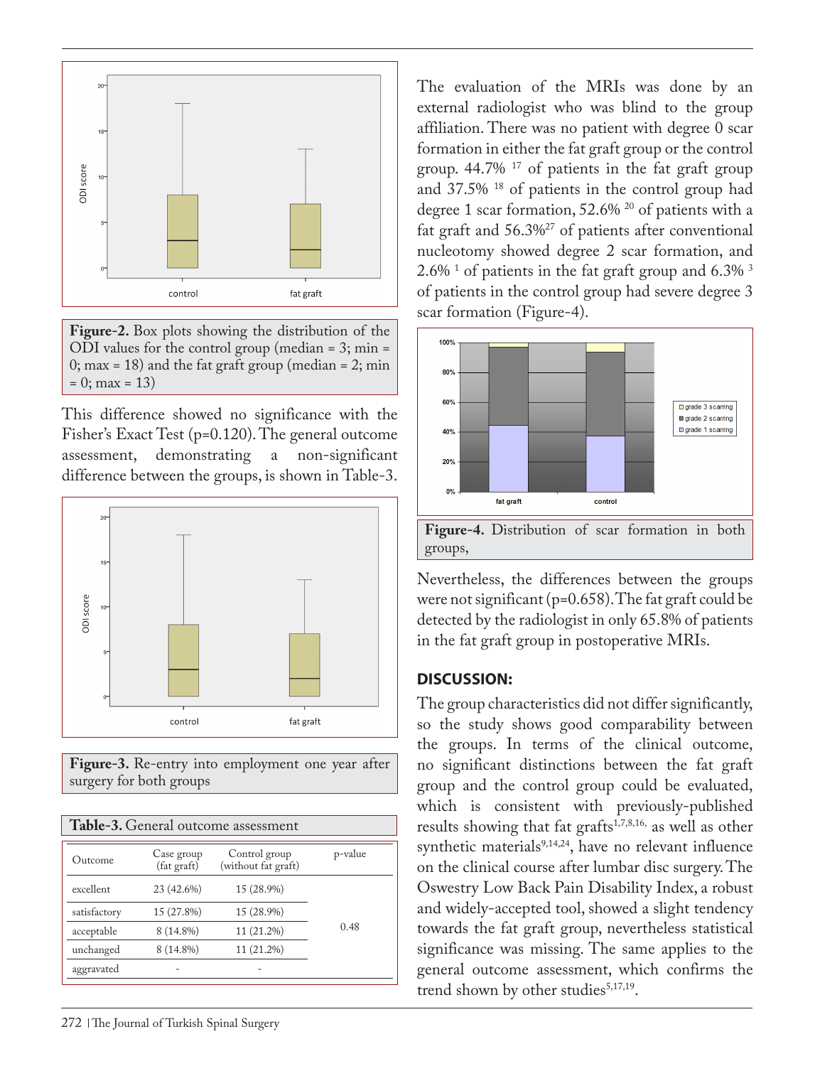**Figure-2.** Box plots showing the distribution of the ODI values for the control group (median = 3; min = 0; max = 18) and the fat graft group (median = 2; min = 0; max = 13)

This difference showed no significance with the Fisher's Exact Test (p=0.120). The general outcome assessment, demonstrating a non-significant difference between the groups, is shown in Table-3.

**Figure-3.** Re-entry into employment one year after surgery for both groups

**Table-3.** General outcome assessment

| Outcome | Case group (fat graft) | Control group (without fat graft) | p-value |
|---|---|---|---|
| excellent | 23 (42.6%) | 15 (28.9%) | |
| satisfactory | 15 (27.8%) | 15 (28.9%) | |
| acceptable | 8 (14.8%) | 11 (21.2%) | 0.48 |
| unchanged | 8 (14.8%) | 11 (21.2%) | |
| aggravated | - | - | |

The evaluation of the MRIs was done by an external radiologist who was blind to the group affiliation. There was no patient with degree 0 scar formation in either the fat graft group or the control group. 44.7% [17] of patients in the fat graft group and 37.5% [18] of patients in the control group had degree 1 scar formation, 52.6% [20] of patients with a fat graft and 56.3%[27] of patients after conventional nucleotomy showed degree 2 scar formation, and 2.6% [1] of patients in the fat graft group and 6.3% [3] of patients in the control group had severe degree 3 scar formation (Figure-4).

**Figure-4.** Distribution of scar formation in both groups,

Nevertheless, the differences between the groups were not significant (p=0.658). The fat graft could be detected by the radiologist in only 65.8% of patients in the fat graft group in postoperative MRIs.

## DISCUSSION:

The group characteristics did not differ significantly, so the study shows good comparability between the groups. In terms of the clinical outcome, no significant distinctions between the fat graft group and the control group could be evaluated, which is consistent with previously-published results showing that fat grafts[1,7,8,16,] as well as other synthetic materials[9,14,24], have no relevant influence on the clinical course after lumbar disc surgery. The Oswestry Low Back Pain Disability Index, a robust and widely-accepted tool, showed a slight tendency towards the fat graft group, nevertheless statistical significance was missing. The same applies to the general outcome assessment, which confirms the trend shown by other studies[5,17,19].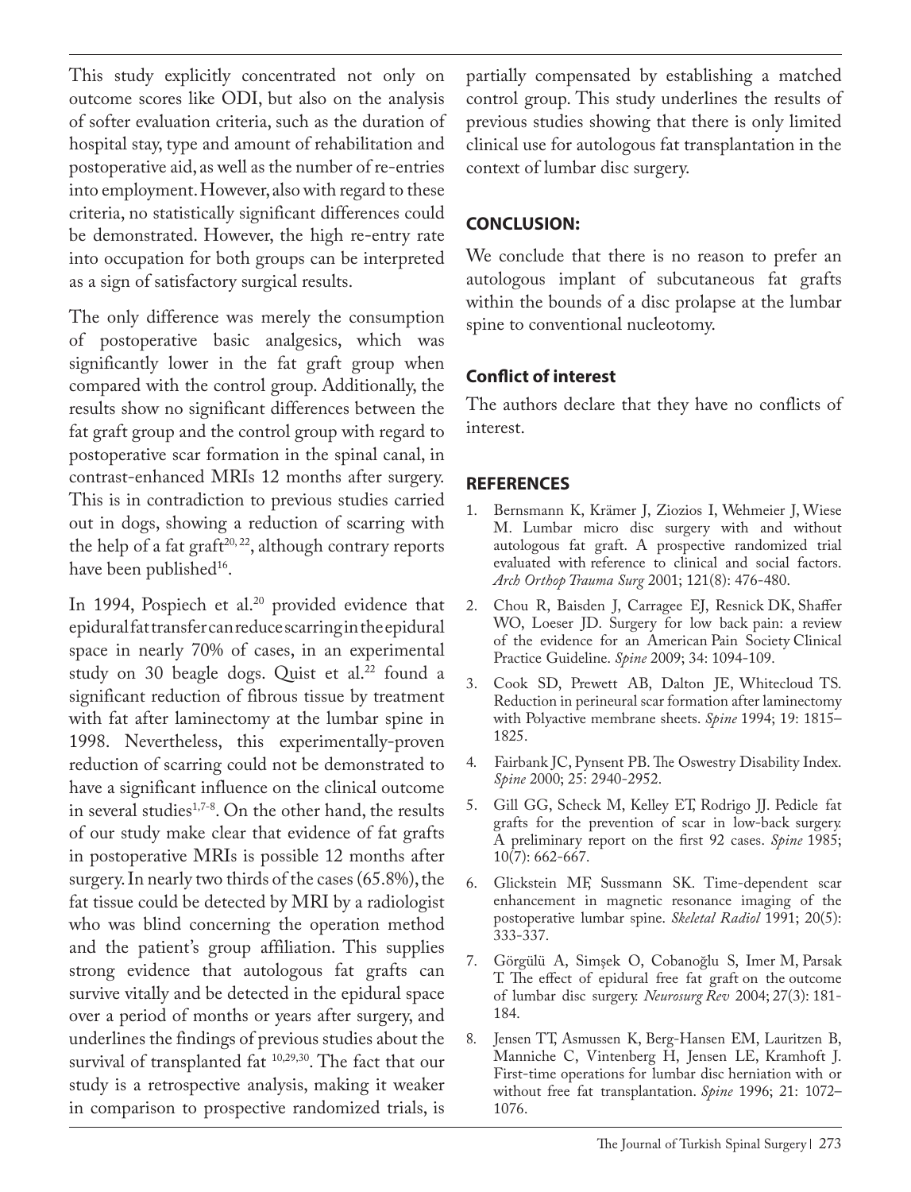This study explicitly concentrated not only on outcome scores like ODI, but also on the analysis of softer evaluation criteria, such as the duration of hospital stay, type and amount of rehabilitation and postoperative aid, as well as the number of re-entries into employment. However, also with regard to these criteria, no statistically significant differences could be demonstrated. However, the high re-entry rate into occupation for both groups can be interpreted as a sign of satisfactory surgical results.

The only difference was merely the consumption of postoperative basic analgesics, which was significantly lower in the fat graft group when compared with the control group. Additionally, the results show no significant differences between the fat graft group and the control group with regard to postoperative scar formation in the spinal canal, in contrast-enhanced MRIs 12 months after surgery. This is in contradiction to previous studies carried out in dogs, showing a reduction of scarring with the help of a fat graft[20, 22], although contrary reports have been published[16].

In 1994, Pospiech et al.[20] provided evidence that epidural fat transfer can reduce scarring in the epidural space in nearly 70% of cases, in an experimental study on 30 beagle dogs. Quist et al.[22] found a significant reduction of fibrous tissue by treatment with fat after laminectomy at the lumbar spine in 1998. Nevertheless, this experimentally-proven reduction of scarring could not be demonstrated to have a significant influence on the clinical outcome in several studies[1,7-8]. On the other hand, the results of our study make clear that evidence of fat grafts in postoperative MRIs is possible 12 months after surgery. In nearly two thirds of the cases (65.8%), the fat tissue could be detected by MRI by a radiologist who was blind concerning the operation method and the patient's group affiliation. This supplies strong evidence that autologous fat grafts can survive vitally and be detected in the epidural space over a period of months or years after surgery, and underlines the findings of previous studies about the survival of transplanted fat [10,29,30]. The fact that our study is a retrospective analysis, making it weaker in comparison to prospective randomized trials, is partially compensated by establishing a matched control group. This study underlines the results of previous studies showing that there is only limited clinical use for autologous fat transplantation in the context of lumbar disc surgery.

## CONCLUSION:

We conclude that there is no reason to prefer an autologous implant of subcutaneous fat grafts within the bounds of a disc prolapse at the lumbar spine to conventional nucleotomy.

## Conflict of interest

The authors declare that they have no conflicts of interest.

## REFERENCES

1. Bernsmann K, Krämer J, Ziozios I, Wehmeier J, Wiese M. Lumbar micro disc surgery with and without autologous fat graft. A prospective randomized trial evaluated with reference to clinical and social factors. *Arch Orthop Trauma Surg* 2001; 121(8): 476-480.
2. Chou R, Baisden J, Carragee EJ, Resnick DK, Shaffer WO, Loeser JD. Surgery for low back pain: a review of the evidence for an American Pain Society Clinical Practice Guideline. *Spine* 2009; 34: 1094-109.
3. Cook SD, Prewett AB, Dalton JE, Whitecloud TS. Reduction in perineural scar formation after laminectomy with Polyactive membrane sheets. *Spine* 1994; 19: 1815–1825.
4. Fairbank JC, Pynsent PB. The Oswestry Disability Index. *Spine* 2000; 25: 2940-2952.
5. Gill GG, Scheck M, Kelley ET, Rodrigo JJ. Pedicle fat grafts for the prevention of scar in low-back surgery. A preliminary report on the first 92 cases. *Spine* 1985; 10(7): 662-667.
6. Glickstein MF, Sussmann SK. Time-dependent scar enhancement in magnetic resonance imaging of the postoperative lumbar spine. *Skeletal Radiol* 1991; 20(5): 333-337.
7. Görgülü A, Simşek O, Cobanoğlu S, Imer M, Parsak T. The effect of epidural free fat graft on the outcome of lumbar disc surgery. *Neurosurg Rev* 2004; 27(3): 181-184.
8. Jensen TT, Asmussen K, Berg-Hansen EM, Lauritzen B, Manniche C, Vintenberg H, Jensen LE, Kramhoft J. First-time operations for lumbar disc herniation with or without free fat transplantation. *Spine* 1996; 21: 1072–1076.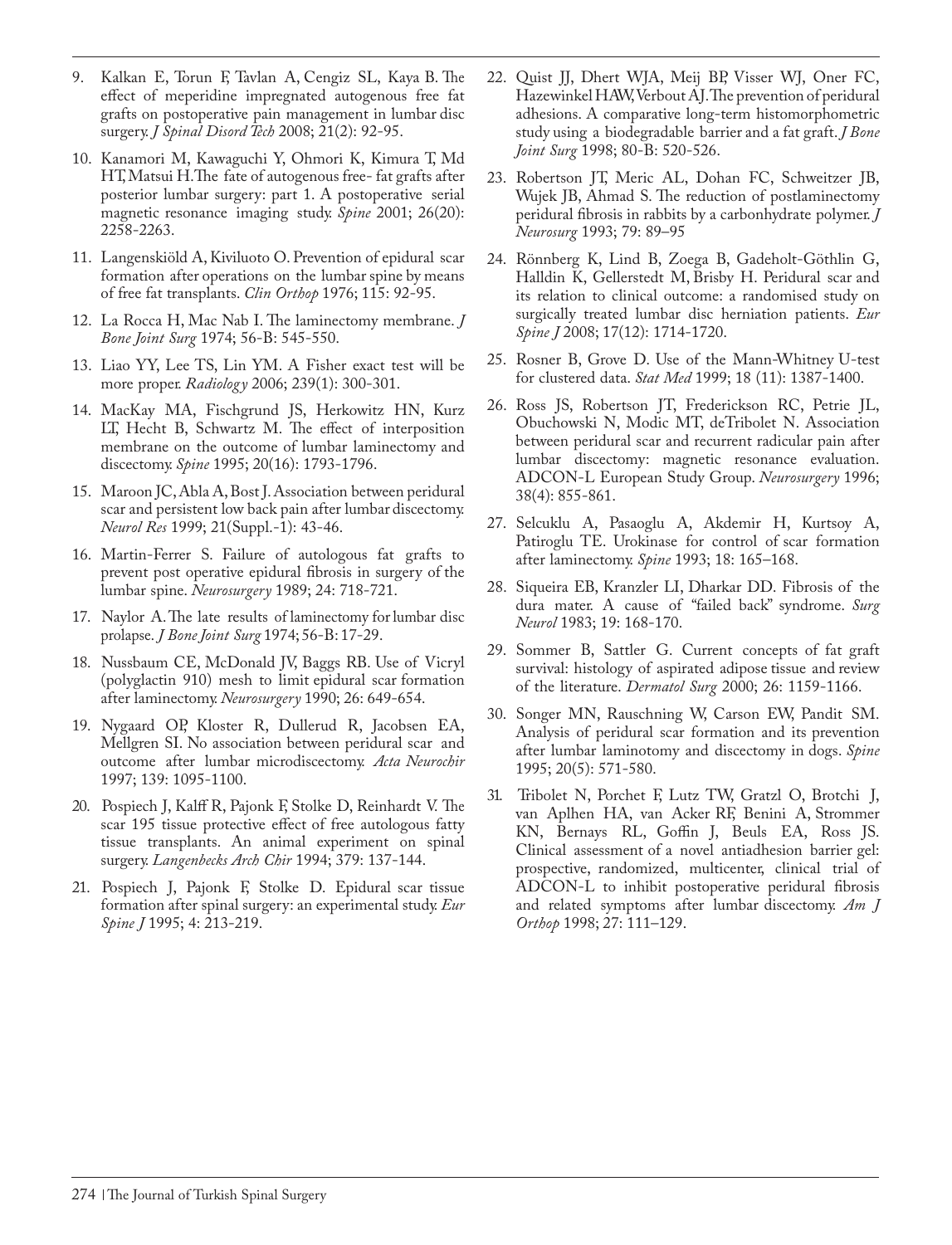9. Kalkan E, Torun F, Tavlan A, Cengiz SL, Kaya B. The effect of meperidine impregnated autogenous free fat grafts on postoperative pain management in lumbar disc surgery. *J Spinal Disord Tech* 2008; 21(2): 92-95.

10. Kanamori M, Kawaguchi Y, Ohmori K, Kimura T, Md HT, Matsui H. The fate of autogenous free- fat grafts after posterior lumbar surgery: part 1. A postoperative serial magnetic resonance imaging study. *Spine* 2001; 26(20): 2258-2263.

11. Langenskiöld A, Kiviluoto O. Prevention of epidural scar formation after operations on the lumbar spine by means of free fat transplants. *Clin Orthop* 1976; 115: 92-95.

12. La Rocca H, Mac Nab I. The laminectomy membrane. *J Bone Joint Surg* 1974; 56-B: 545-550.

13. Liao YY, Lee TS, Lin YM. A Fisher exact test will be more proper. *Radiology* 2006; 239(1): 300-301.

14. MacKay MA, Fischgrund JS, Herkowitz HN, Kurz LT, Hecht B, Schwartz M. The effect of interposition membrane on the outcome of lumbar laminectomy and discectomy. *Spine* 1995; 20(16): 1793-1796.

15. Maroon JC, Abla A, Bost J. Association between peridural scar and persistent low back pain after lumbar discectomy. *Neurol Res* 1999; 21(Suppl.-1): 43-46.

16. Martin-Ferrer S. Failure of autologous fat grafts to prevent post operative epidural fibrosis in surgery of the lumbar spine. *Neurosurgery* 1989; 24: 718-721.

17. Naylor A. The late results of laminectomy for lumbar disc prolapse. *J Bone Joint Surg* 1974; 56-B: 17-29.

18. Nussbaum CE, McDonald JV, Baggs RB. Use of Vicryl (polyglactin 910) mesh to limit epidural scar formation after laminectomy. *Neurosurgery* 1990; 26: 649-654.

19. Nygaard OP, Kloster R, Dullerud R, Jacobsen EA, Mellgren SI. No association between peridural scar and outcome after lumbar microdiscectomy. *Acta Neurochir* 1997; 139: 1095-1100.

20. Pospiech J, Kalff R, Pajonk F, Stolke D, Reinhardt V. The scar 195 tissue protective effect of free autologous fatty tissue transplants. An animal experiment on spinal surgery. *Langenbecks Arch Chir* 1994; 379: 137-144.

21. Pospiech J, Pajonk F, Stolke D. Epidural scar tissue formation after spinal surgery: an experimental study. *Eur Spine J* 1995; 4: 213-219.

22. Quist JJ, Dhert WJA, Meij BP, Visser WJ, Oner FC, Hazewinkel HAW, Verbout AJ. The prevention of peridural adhesions. A comparative long-term histomorphometric study using a biodegradable barrier and a fat graft. *J Bone Joint Surg* 1998; 80-B: 520-526.

23. Robertson JT, Meric AL, Dohan FC, Schweitzer JB, Wujek JB, Ahmad S. The reduction of postlaminectomy peridural fibrosis in rabbits by a carbonhydrate polymer. *J Neurosurg* 1993; 79: 89–95

24. Rönnberg K, Lind B, Zoega B, Gadeholt-Göthlin G, Halldin K, Gellerstedt M, Brisby H. Peridural scar and its relation to clinical outcome: a randomised study on surgically treated lumbar disc herniation patients. *Eur Spine J* 2008; 17(12): 1714-1720.

25. Rosner B, Grove D. Use of the Mann-Whitney U-test for clustered data. *Stat Med* 1999; 18 (11): 1387-1400.

26. Ross JS, Robertson JT, Frederickson RC, Petrie JL, Obuchowski N, Modic MT, deTribolet N. Association between peridural scar and recurrent radicular pain after lumbar discectomy: magnetic resonance evaluation. ADCON-L European Study Group. *Neurosurgery* 1996; 38(4): 855-861.

27. Selcuklu A, Pasaoglu A, Akdemir H, Kurtsoy A, Patiroglu TE. Urokinase for control of scar formation after laminectomy. *Spine* 1993; 18: 165–168.

28. Siqueira EB, Kranzler LI, Dharkar DD. Fibrosis of the dura mater. A cause of "failed back" syndrome. *Surg Neurol* 1983; 19: 168-170.

29. Sommer B, Sattler G. Current concepts of fat graft survival: histology of aspirated adipose tissue and review of the literature. *Dermatol Surg* 2000; 26: 1159-1166.

30. Songer MN, Rauschning W, Carson EW, Pandit SM. Analysis of peridural scar formation and its prevention after lumbar laminotomy and discectomy in dogs. *Spine* 1995; 20(5): 571-580.

31. Tribolet N, Porchet F, Lutz TW, Gratzl O, Brotchi J, van Aplhen HA, van Acker RF, Benini A, Strommer KN, Bernays RL, Goffin J, Beuls EA, Ross JS. Clinical assessment of a novel antiadhesion barrier gel: prospective, randomized, multicenter, clinical trial of ADCON-L to inhibit postoperative peridural fibrosis and related symptoms after lumbar discectomy. *Am J Orthop* 1998; 27: 111–129.